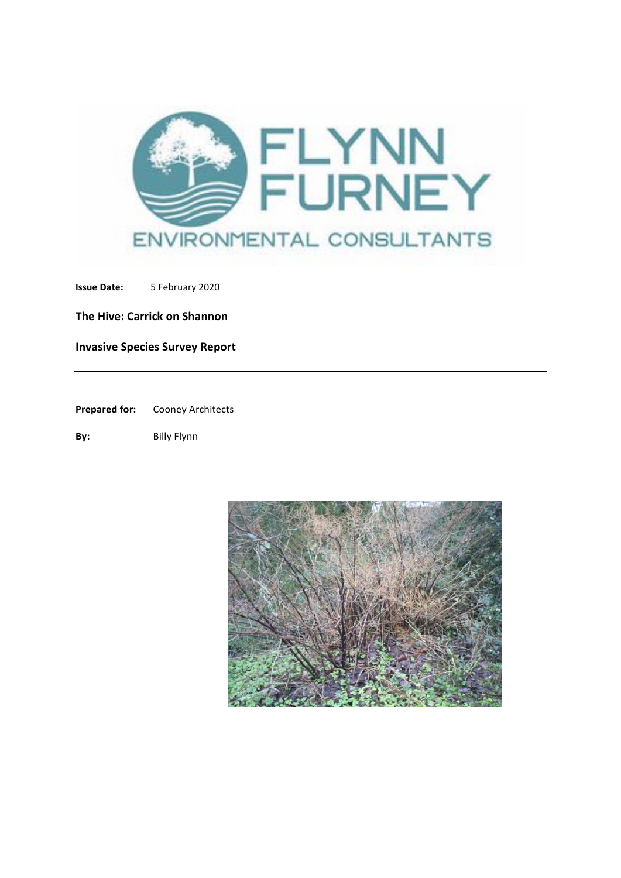FLYNN FURNEY

ENVIRONMENTAL CONSULTANTS

**Issue Date:** 5 February 2020

**The Hive: Carrick on Shannon**

**Invasive Species Survey Report**

---

**Prepared for:** Cooney Architects

**By:** Billy Flynn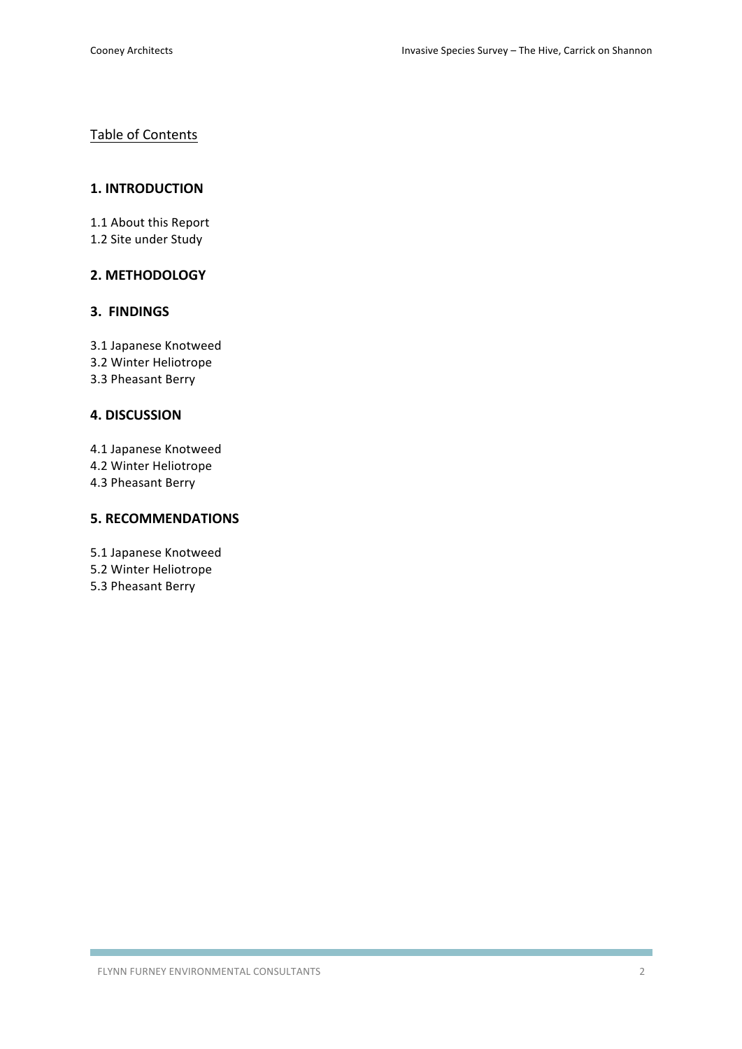Table of Contents

## 1. INTRODUCTION

1.1 About this Report
1.2 Site under Study

## 2. METHODOLOGY

## 3. FINDINGS

3.1 Japanese Knotweed
3.2 Winter Heliotrope
3.3 Pheasant Berry

## 4. DISCUSSION

4.1 Japanese Knotweed
4.2 Winter Heliotrope
4.3 Pheasant Berry

## 5. RECOMMENDATIONS

5.1 Japanese Knotweed
5.2 Winter Heliotrope
5.3 Pheasant Berry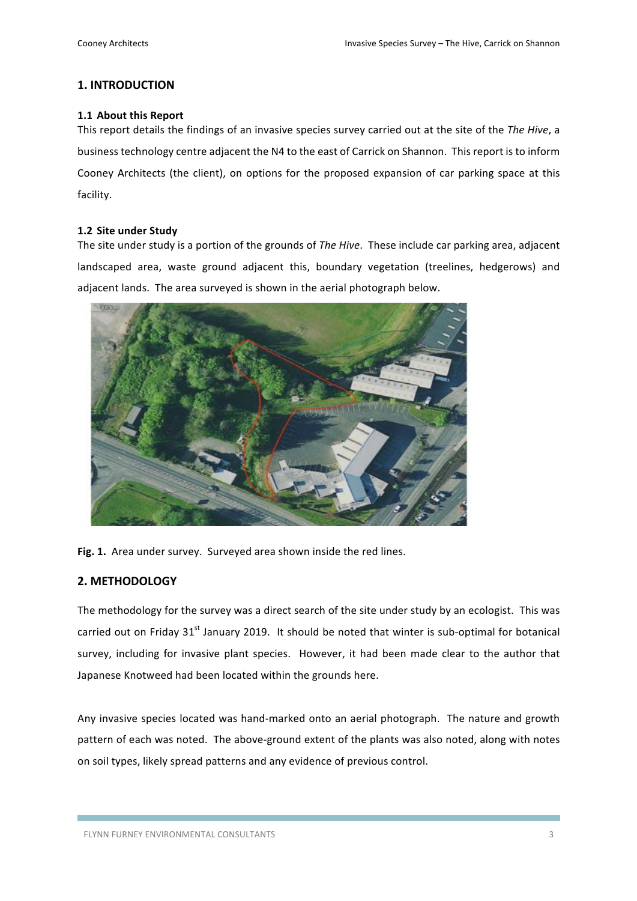## 1. INTRODUCTION

### 1.1 About this Report

This report details the findings of an invasive species survey carried out at the site of the *The Hive*, a business technology centre adjacent the N4 to the east of Carrick on Shannon. This report is to inform Cooney Architects (the client), on options for the proposed expansion of car parking space at this facility.

### 1.2 Site under Study

The site under study is a portion of the grounds of *The Hive*. These include car parking area, adjacent landscaped area, waste ground adjacent this, boundary vegetation (treelines, hedgerows) and adjacent lands. The area surveyed is shown in the aerial photograph below.

**Fig. 1.** Area under survey. Surveyed area shown inside the red lines.

## 2. METHODOLOGY

The methodology for the survey was a direct search of the site under study by an ecologist. This was carried out on Friday 31st January 2019. It should be noted that winter is sub-optimal for botanical survey, including for invasive plant species. However, it had been made clear to the author that Japanese Knotweed had been located within the grounds here.

Any invasive species located was hand-marked onto an aerial photograph. The nature and growth pattern of each was noted. The above-ground extent of the plants was also noted, along with notes on soil types, likely spread patterns and any evidence of previous control.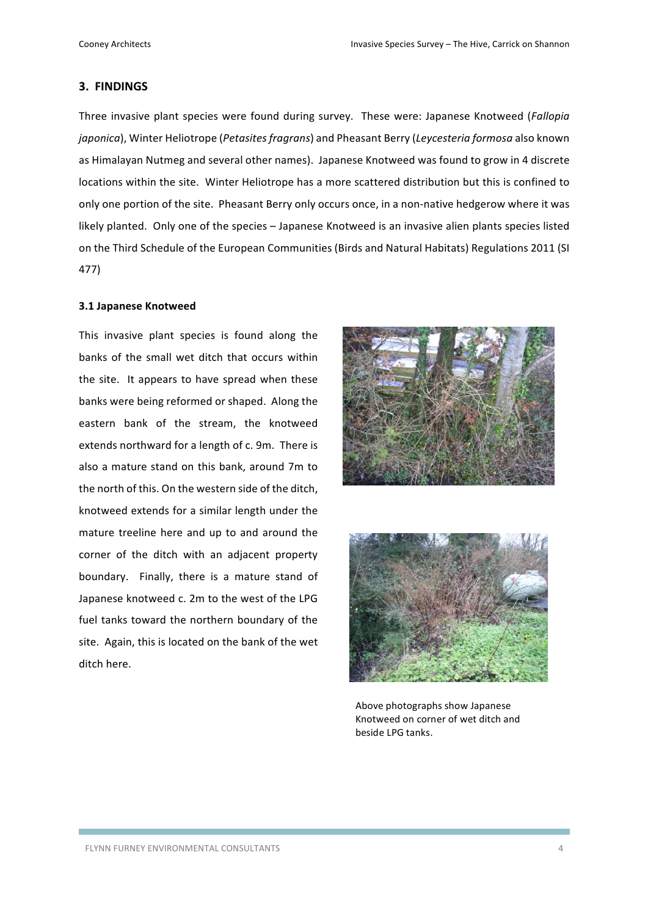## 3. FINDINGS

Three invasive plant species were found during survey. These were: Japanese Knotweed (*Fallopia japonica*), Winter Heliotrope (*Petasites fragrans*) and Pheasant Berry (*Leycesteria formosa* also known as Himalayan Nutmeg and several other names). Japanese Knotweed was found to grow in 4 discrete locations within the site. Winter Heliotrope has a more scattered distribution but this is confined to only one portion of the site. Pheasant Berry only occurs once, in a non-native hedgerow where it was likely planted. Only one of the species – Japanese Knotweed is an invasive alien plants species listed on the Third Schedule of the European Communities (Birds and Natural Habitats) Regulations 2011 (SI 477)

### 3.1 Japanese Knotweed

This invasive plant species is found along the banks of the small wet ditch that occurs within the site. It appears to have spread when these banks were being reformed or shaped. Along the eastern bank of the stream, the knotweed extends northward for a length of c. 9m. There is also a mature stand on this bank, around 7m to the north of this. On the western side of the ditch, knotweed extends for a similar length under the mature treeline here and up to and around the corner of the ditch with an adjacent property boundary. Finally, there is a mature stand of Japanese knotweed c. 2m to the west of the LPG fuel tanks toward the northern boundary of the site. Again, this is located on the bank of the wet ditch here.

Above photographs show Japanese Knotweed on corner of wet ditch and beside LPG tanks.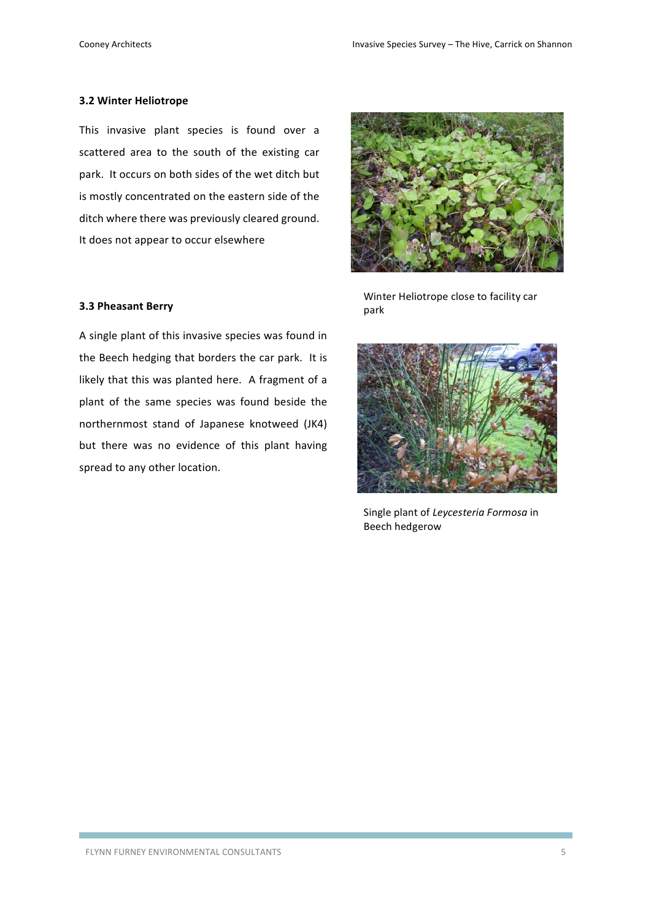### 3.2 Winter Heliotrope

This invasive plant species is found over a scattered area to the south of the existing car park. It occurs on both sides of the wet ditch but is mostly concentrated on the eastern side of the ditch where there was previously cleared ground. It does not appear to occur elsewhere

Winter Heliotrope close to facility car park

### 3.3 Pheasant Berry

A single plant of this invasive species was found in the Beech hedging that borders the car park. It is likely that this was planted here. A fragment of a plant of the same species was found beside the northernmost stand of Japanese knotweed (JK4) but there was no evidence of this plant having spread to any other location.

Single plant of *Leycesteria Formosa* in Beech hedgerow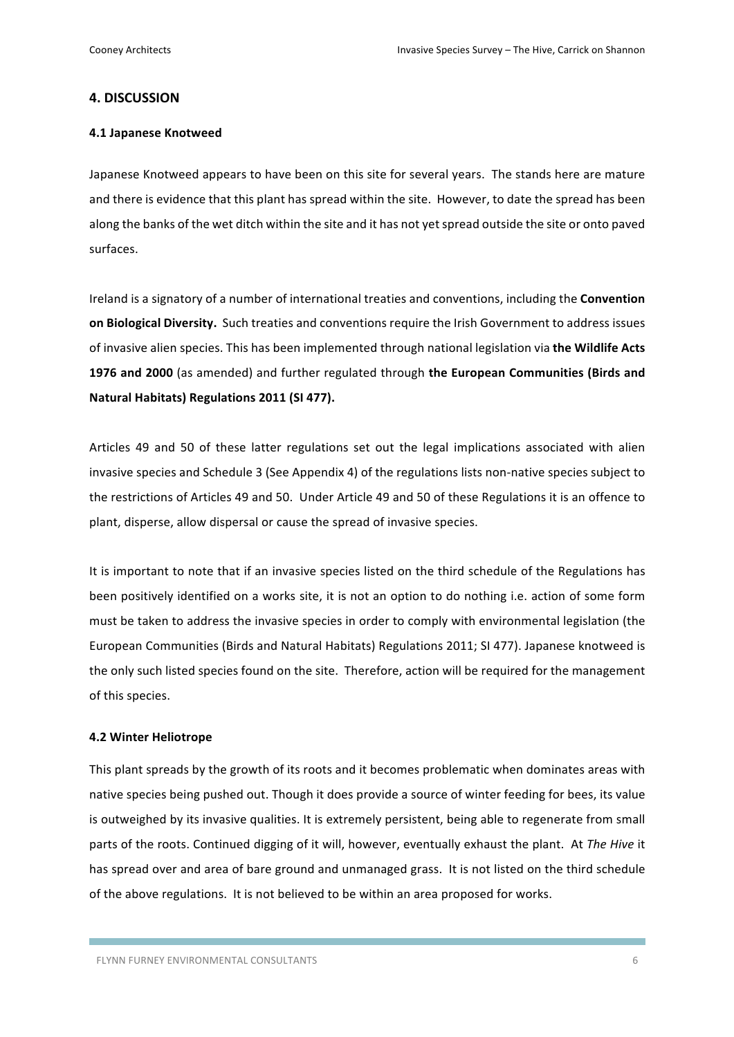## 4. DISCUSSION

### 4.1 Japanese Knotweed

Japanese Knotweed appears to have been on this site for several years. The stands here are mature and there is evidence that this plant has spread within the site. However, to date the spread has been along the banks of the wet ditch within the site and it has not yet spread outside the site or onto paved surfaces.

Ireland is a signatory of a number of international treaties and conventions, including the **Convention on Biological Diversity.** Such treaties and conventions require the Irish Government to address issues of invasive alien species. This has been implemented through national legislation via **the Wildlife Acts 1976 and 2000** (as amended) and further regulated through **the European Communities (Birds and Natural Habitats) Regulations 2011 (SI 477).**

Articles 49 and 50 of these latter regulations set out the legal implications associated with alien invasive species and Schedule 3 (See Appendix 4) of the regulations lists non-native species subject to the restrictions of Articles 49 and 50. Under Article 49 and 50 of these Regulations it is an offence to plant, disperse, allow dispersal or cause the spread of invasive species.

It is important to note that if an invasive species listed on the third schedule of the Regulations has been positively identified on a works site, it is not an option to do nothing i.e. action of some form must be taken to address the invasive species in order to comply with environmental legislation (the European Communities (Birds and Natural Habitats) Regulations 2011; SI 477). Japanese knotweed is the only such listed species found on the site. Therefore, action will be required for the management of this species.

### 4.2 Winter Heliotrope

This plant spreads by the growth of its roots and it becomes problematic when dominates areas with native species being pushed out. Though it does provide a source of winter feeding for bees, its value is outweighed by its invasive qualities. It is extremely persistent, being able to regenerate from small parts of the roots. Continued digging of it will, however, eventually exhaust the plant. At *The Hive* it has spread over and area of bare ground and unmanaged grass. It is not listed on the third schedule of the above regulations. It is not believed to be within an area proposed for works.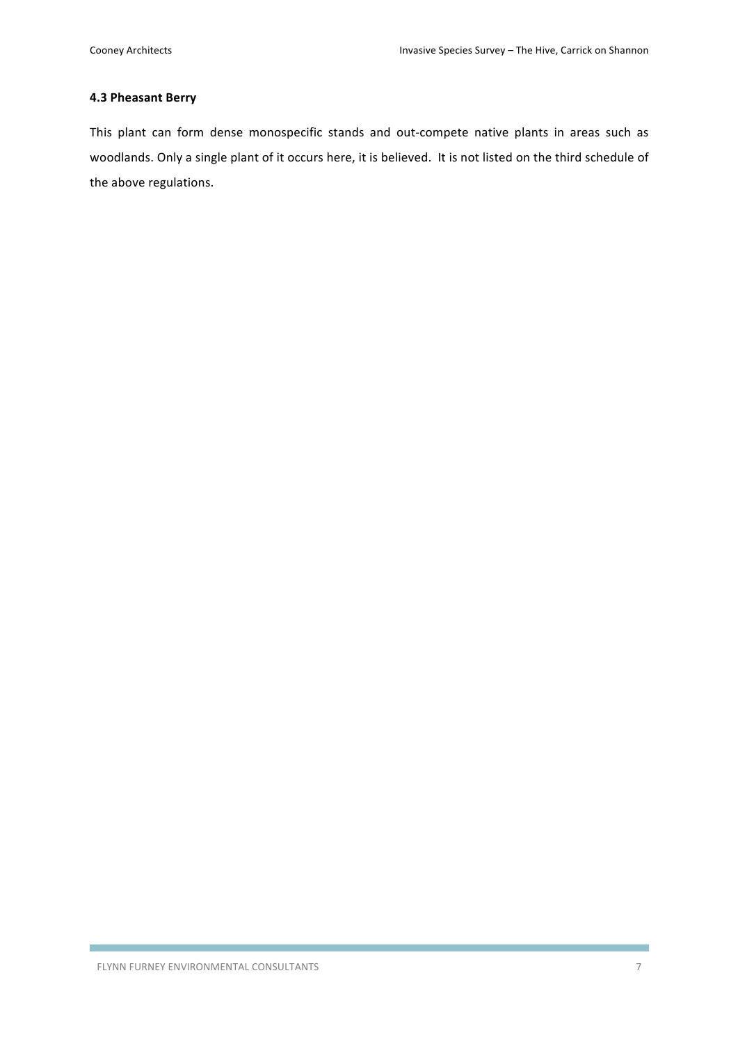### 4.3 Pheasant Berry

This plant can form dense monospecific stands and out-compete native plants in areas such as woodlands. Only a single plant of it occurs here, it is believed. It is not listed on the third schedule of the above regulations.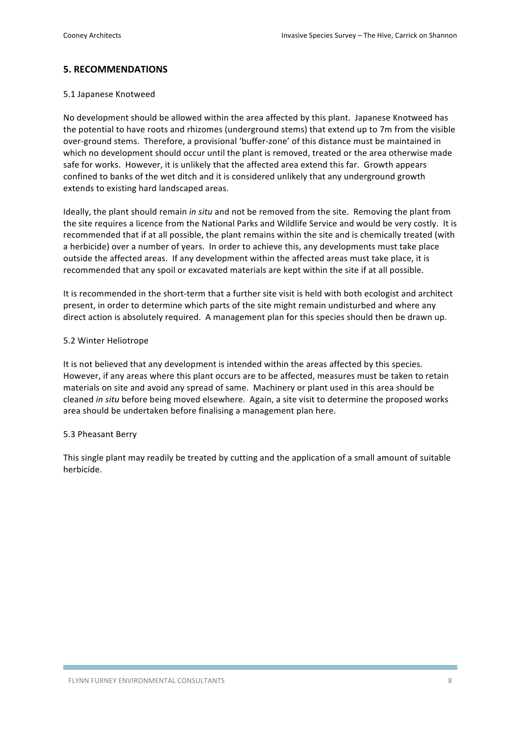## 5. RECOMMENDATIONS

### 5.1 Japanese Knotweed

No development should be allowed within the area affected by this plant. Japanese Knotweed has the potential to have roots and rhizomes (underground stems) that extend up to 7m from the visible over-ground stems. Therefore, a provisional 'buffer-zone' of this distance must be maintained in which no development should occur until the plant is removed, treated or the area otherwise made safe for works. However, it is unlikely that the affected area extend this far. Growth appears confined to banks of the wet ditch and it is considered unlikely that any underground growth extends to existing hard landscaped areas.

Ideally, the plant should remain *in situ* and not be removed from the site. Removing the plant from the site requires a licence from the National Parks and Wildlife Service and would be very costly. It is recommended that if at all possible, the plant remains within the site and is chemically treated (with a herbicide) over a number of years. In order to achieve this, any developments must take place outside the affected areas. If any development within the affected areas must take place, it is recommended that any spoil or excavated materials are kept within the site if at all possible.

It is recommended in the short-term that a further site visit is held with both ecologist and architect present, in order to determine which parts of the site might remain undisturbed and where any direct action is absolutely required. A management plan for this species should then be drawn up.

### 5.2 Winter Heliotrope

It is not believed that any development is intended within the areas affected by this species. However, if any areas where this plant occurs are to be affected, measures must be taken to retain materials on site and avoid any spread of same. Machinery or plant used in this area should be cleaned *in situ* before being moved elsewhere. Again, a site visit to determine the proposed works area should be undertaken before finalising a management plan here.

### 5.3 Pheasant Berry

This single plant may readily be treated by cutting and the application of a small amount of suitable herbicide.